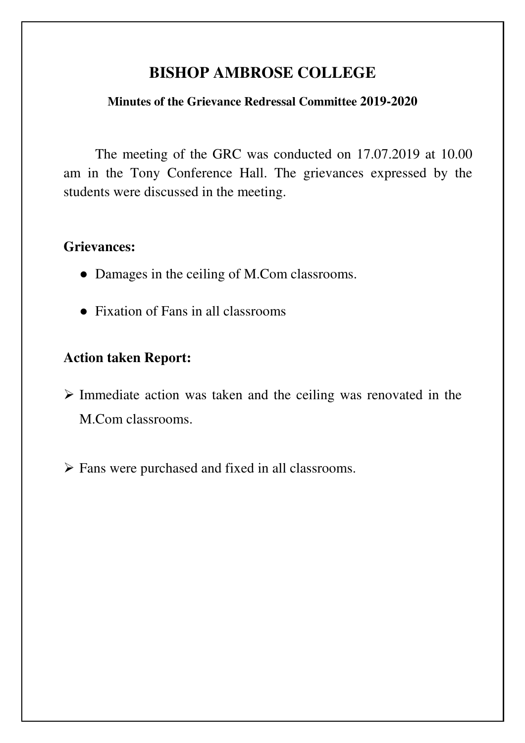# BISHOP AMBROSE COLLEGE

**Minutes of the Grievance Redressal Committee 2019-2020**

The meeting of the GRC was conducted on 17.07.2019 at 10.00 am in the Tony Conference Hall. The grievances expressed by the students were discussed in the meeting.

## Grievances:

- Damages in the ceiling of M.Com classrooms.
- Fixation of Fans in all classrooms

## Action taken Report:

- Immediate action was taken and the ceiling was renovated in the M.Com classrooms.
- Fans were purchased and fixed in all classrooms.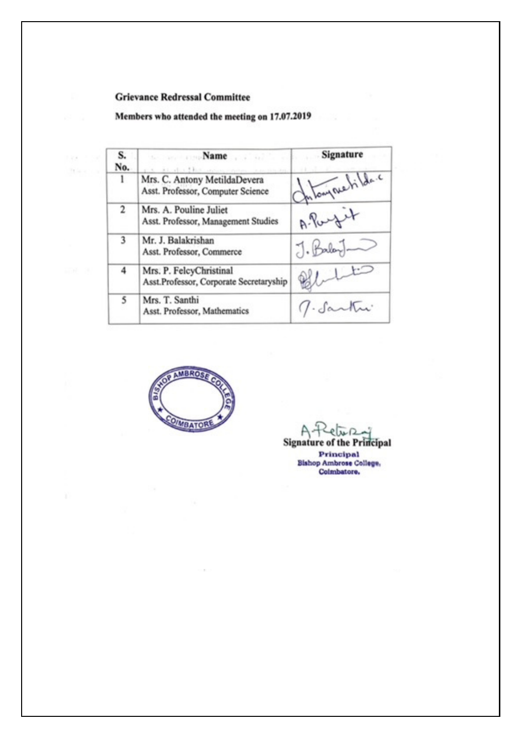**Grievance Redressal Committee**

**Members who attended the meeting on 17.07.2019**

| S. No. | Name | Signature |
|---|---|---|
| 1 | Mrs. C. Antony MetildaDevera<br>Asst. Professor, Computer Science | Antony metilda.c |
| 2 | Mrs. A. Pouline Juliet<br>Asst. Professor, Management Studies | A. Puljit |
| 3 | Mr. J. Balakrishan<br>Asst. Professor, Commerce | J. Balaj |
| 4 | Mrs. P. FelcyChristinal<br>Asst.Professor, Corporate Secretaryship | |
| 5 | Mrs. T. Santhi<br>Asst. Professor, Mathematics | T. Santhi |

BISHOP AMBROSE COLLEGE ★ COIMBATORE ★

**Signature of the Principal**

**Principal**
**Bishop Ambrose College,**
**Coimbatore.**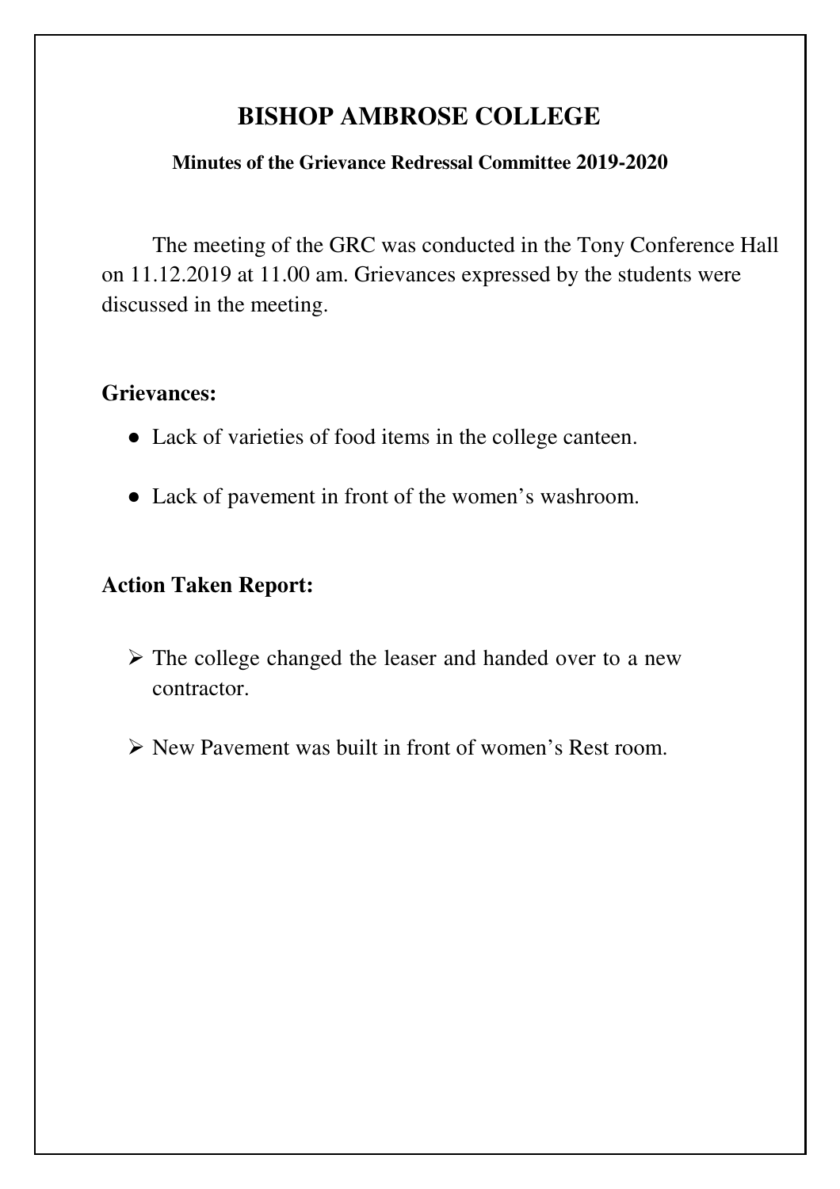# BISHOP AMBROSE COLLEGE

**Minutes of the Grievance Redressal Committee 2019-2020**

The meeting of the GRC was conducted in the Tony Conference Hall on 11.12.2019 at 11.00 am. Grievances expressed by the students were discussed in the meeting.

## Grievances:

- Lack of varieties of food items in the college canteen.
- Lack of pavement in front of the women's washroom.

## Action Taken Report:

- The college changed the leaser and handed over to a new contractor.
- New Pavement was built in front of women's Rest room.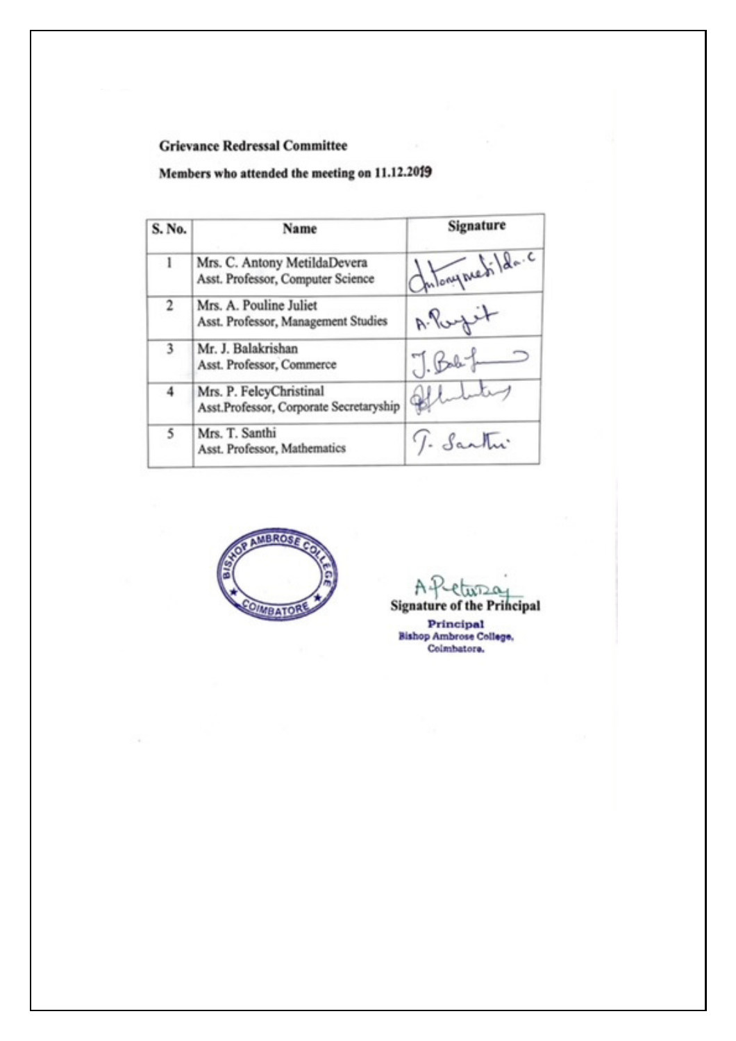**Grievance Redressal Committee**

**Members who attended the meeting on 11.12.2019**

| S. No. | Name | Signature |
|---|---|---|
| 1 | Mrs. C. Antony MetildaDevera<br>Asst. Professor, Computer Science | Antonymetilda.c |
| 2 | Mrs. A. Pouline Juliet<br>Asst. Professor, Management Studies | A. Pouljit |
| 3 | Mr. J. Balakrishan<br>Asst. Professor, Commerce | J. Bala |
| 4 | Mrs. P. FelcyChristinal<br>Asst.Professor, Corporate Secretaryship | |
| 5 | Mrs. T. Santhi<br>Asst. Professor, Mathematics | T. Santhi |

BISHOP AMBROSE COLLEGE
COIMBATORE

**Signature of the Principal**

**Principal**
**Bishop Ambrose College,**
**Coimbatore.**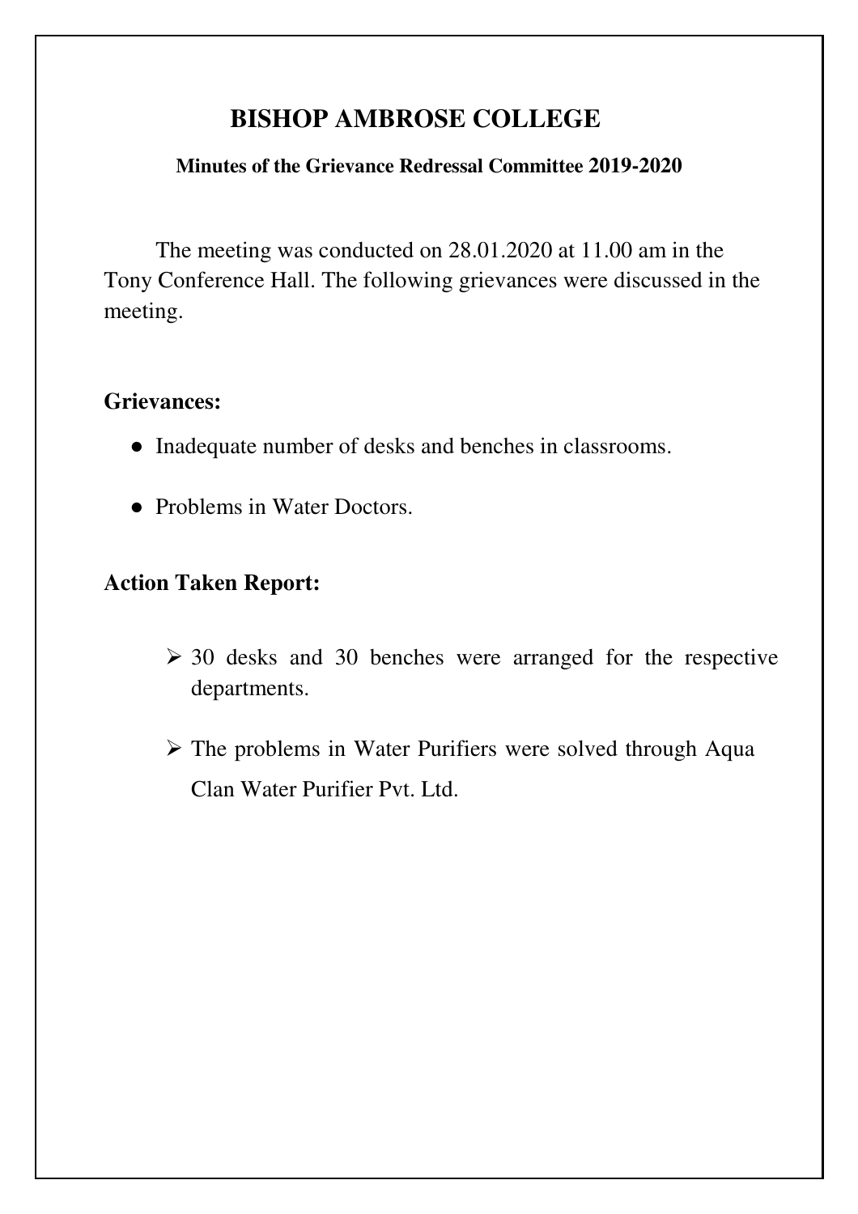# BISHOP AMBROSE COLLEGE

### Minutes of the Grievance Redressal Committee 2019-2020

The meeting was conducted on 28.01.2020 at 11.00 am in the Tony Conference Hall. The following grievances were discussed in the meeting.

## Grievances:

- Inadequate number of desks and benches in classrooms.
- Problems in Water Doctors.

## Action Taken Report:

- 30 desks and 30 benches were arranged for the respective departments.
- The problems in Water Purifiers were solved through Aqua Clan Water Purifier Pvt. Ltd.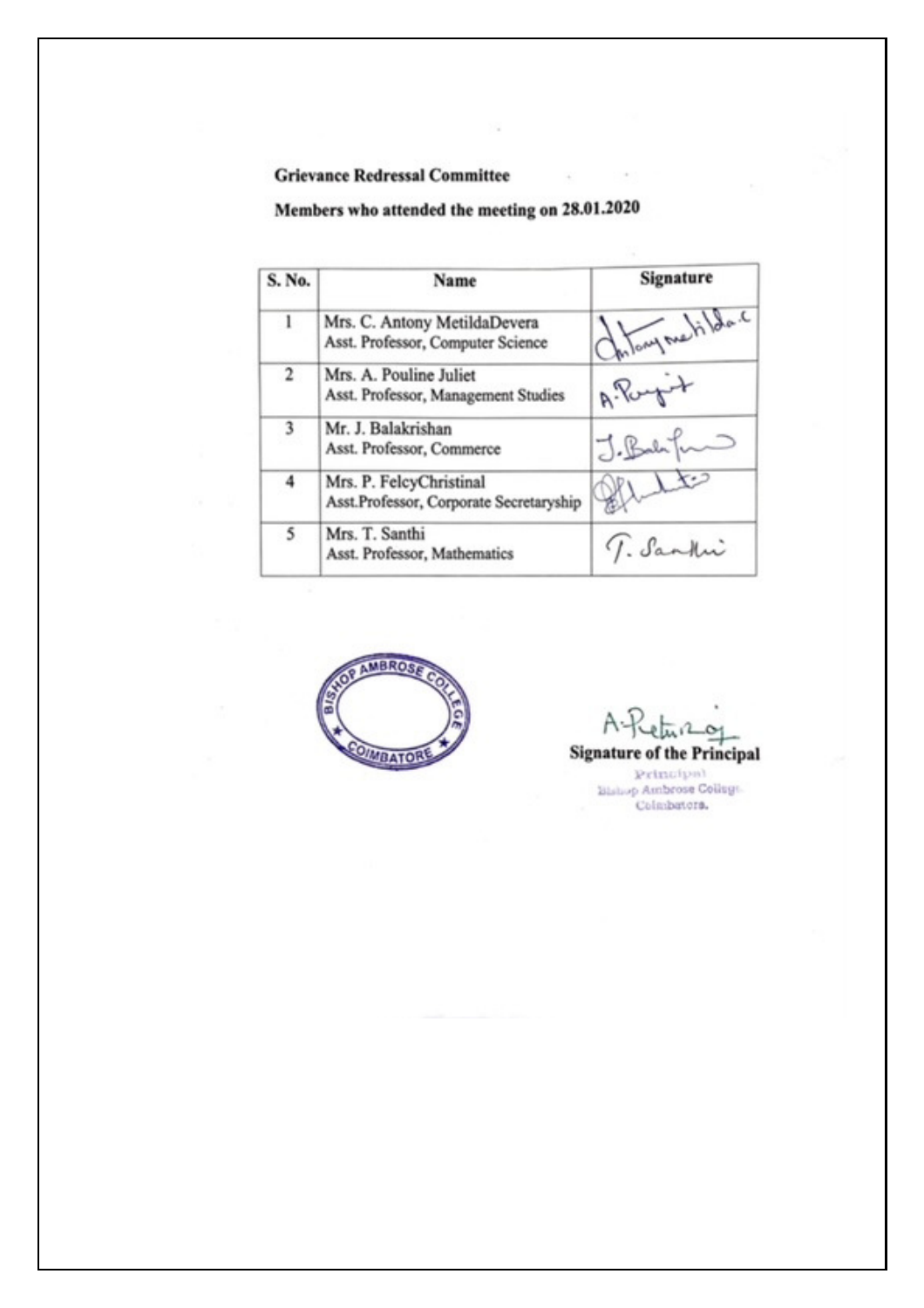**Grievance Redressal Committee**

**Members who attended the meeting on 28.01.2020**

| S. No. | Name | Signature |
|---|---|---|
| 1 | Mrs. C. Antony MetildaDevera<br>Asst. Professor, Computer Science | |
| 2 | Mrs. A. Pouline Juliet<br>Asst. Professor, Management Studies | |
| 3 | Mr. J. Balakrishan<br>Asst. Professor, Commerce | |
| 4 | Mrs. P. FelcyChristinal<br>Asst.Professor, Corporate Secretaryship | |
| 5 | Mrs. T. Santhi<br>Asst. Professor, Mathematics | |

BISHOP AMBROSE COLLEGE ★ COIMBATORE ★

**Signature of the Principal**

Principal
Bishop Ambrose College
Coimbatore.